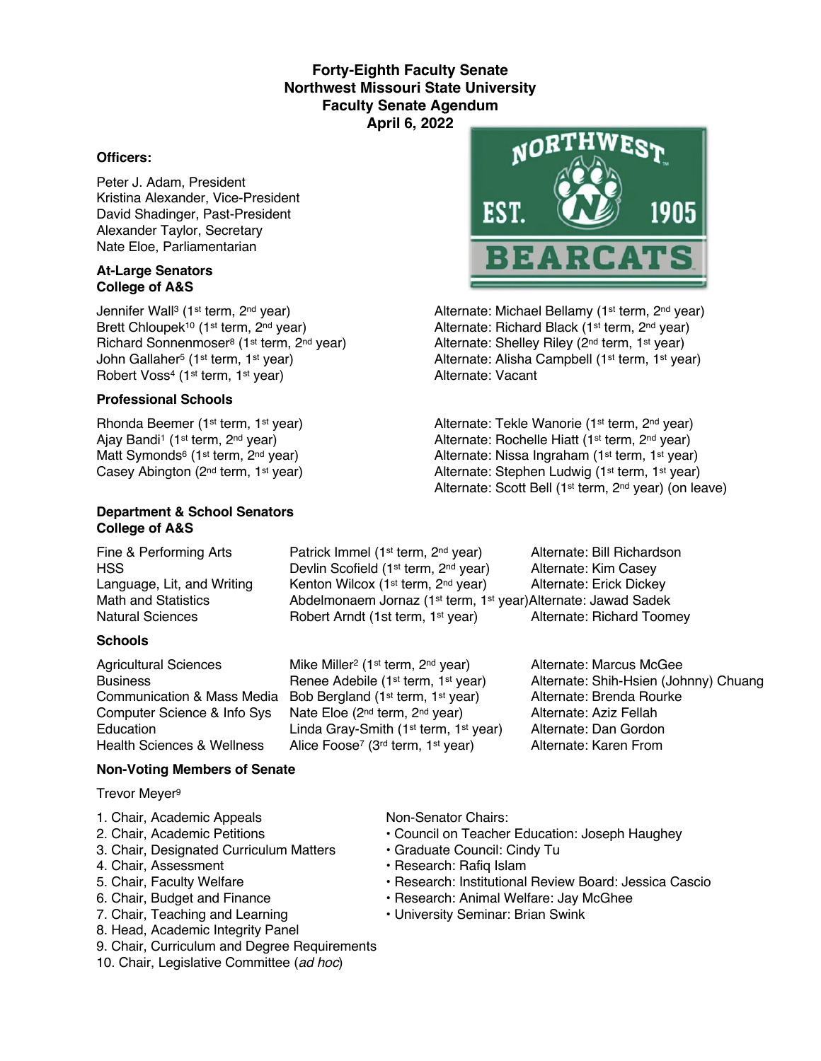# Forty-Eighth Faculty Senate
# Northwest Missouri State University
# Faculty Senate Agendum
# April 6, 2022

### Officers:

Peter J. Adam, President
Kristina Alexander, Vice-President
David Shadinger, Past-President
Alexander Taylor, Secretary
Nate Eloe, Parliamentarian

### At-Large Senators
### College of A&S

| Senator | Alternate |
|---|---|
| Jennifer Wall[3] (1st term, 2nd year) | Alternate: Michael Bellamy (1st term, 2nd year) |
| Brett Chloupek[10] (1st term, 2nd year) | Alternate: Richard Black (1st term, 2nd year) |
| Richard Sonnenmoser[8] (1st term, 2nd year) | Alternate: Shelley Riley (2nd term, 1st year) |
| John Gallaher[5] (1st term, 1st year) | Alternate: Alisha Campbell (1st term, 1st year) |
| Robert Voss[4] (1st term, 1st year) | Alternate: Vacant |

### Professional Schools

| Senator | Alternate |
|---|---|
| Rhonda Beemer (1st term, 1st year) | Alternate: Tekle Wanorie (1st term, 2nd year) |
| Ajay Bandi[1] (1st term, 2nd year) | Alternate: Rochelle Hiatt (1st term, 2nd year) |
| Matt Symonds[6] (1st term, 2nd year) | Alternate: Nissa Ingraham (1st term, 1st year) |
| Casey Abington (2nd term, 1st year) | Alternate: Stephen Ludwig (1st term, 1st year) |
| | Alternate: Scott Bell (1st term, 2nd year) (on leave) |

### Department & School Senators
### College of A&S

| Department | Senator | Alternate |
|---|---|---|
| Fine & Performing Arts | Patrick Immel (1st term, 2nd year) | Alternate: Bill Richardson |
| HSS | Devlin Scofield (1st term, 2nd year) | Alternate: Kim Casey |
| Language, Lit, and Writing | Kenton Wilcox (1st term, 2nd year) | Alternate: Erick Dickey |
| Math and Statistics | Abdelmonaem Jornaz (1st term, 1st year) | Alternate: Jawad Sadek |
| Natural Sciences | Robert Arndt (1st term, 1st year) | Alternate: Richard Toomey |

### Schools

| School | Senator | Alternate |
|---|---|---|
| Agricultural Sciences | Mike Miller[2] (1st term, 2nd year) | Alternate: Marcus McGee |
| Business | Renee Adebile (1st term, 1st year) | Alternate: Shih-Hsien (Johnny) Chuang |
| Communication & Mass Media | Bob Bergland (1st term, 1st year) | Alternate: Brenda Rourke |
| Computer Science & Info Sys | Nate Eloe (2nd term, 2nd year) | Alternate: Aziz Fellah |
| Education | Linda Gray-Smith (1st term, 1st year) | Alternate: Dan Gordon |
| Health Sciences & Wellness | Alice Foose[7] (3rd term, 1st year) | Alternate: Karen From |

### Non-Voting Members of Senate

Trevor Meyer[9]

1. Chair, Academic Appeals
2. Chair, Academic Petitions
3. Chair, Designated Curriculum Matters
4. Chair, Assessment
5. Chair, Faculty Welfare
6. Chair, Budget and Finance
7. Chair, Teaching and Learning
8. Head, Academic Integrity Panel
9. Chair, Curriculum and Degree Requirements
10. Chair, Legislative Committee (*ad hoc*)

Non-Senator Chairs:

- Council on Teacher Education: Joseph Haughey
- Graduate Council: Cindy Tu
- Research: Rafiq Islam
- Research: Institutional Review Board: Jessica Cascio
- Research: Animal Welfare: Jay McGhee
- University Seminar: Brian Swink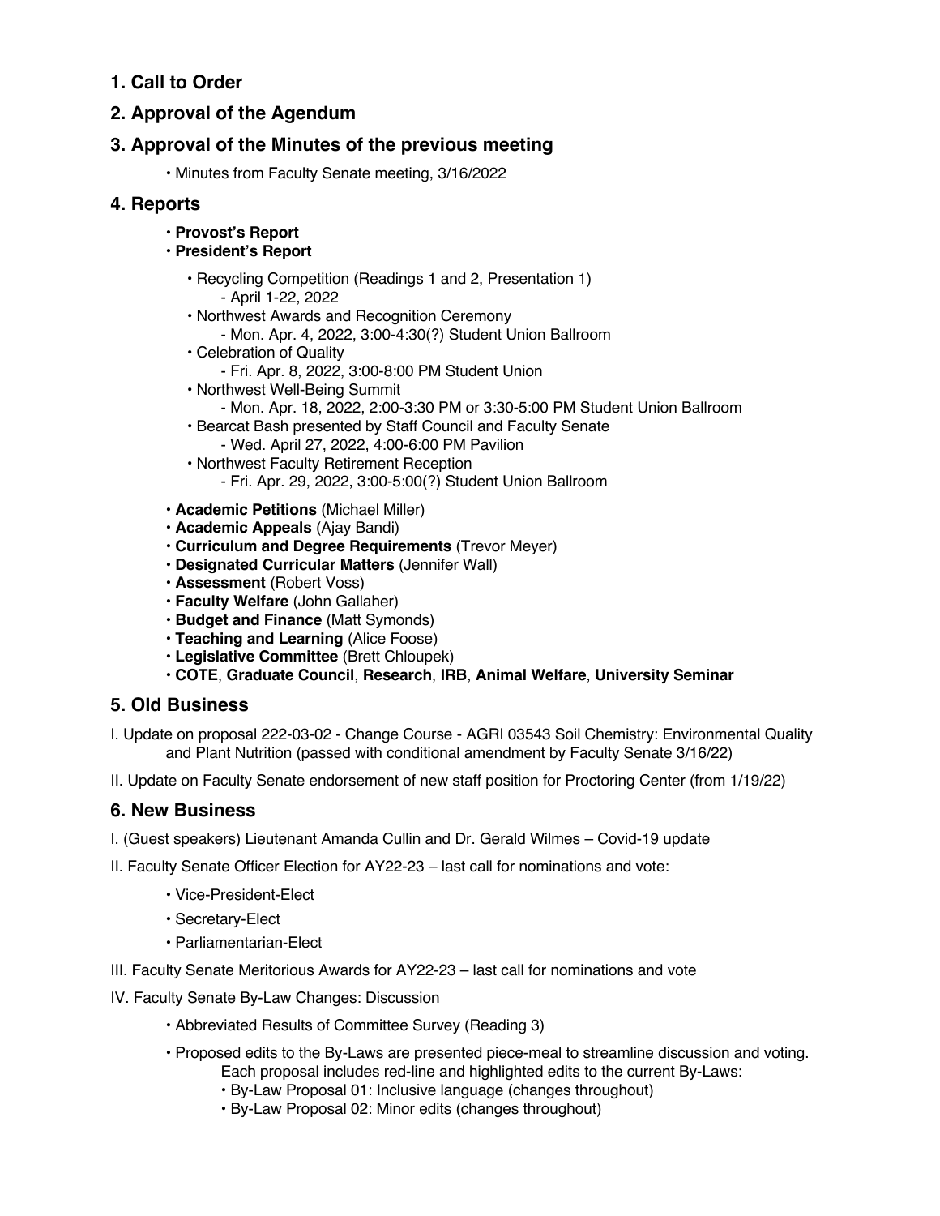## 1. Call to Order

## 2. Approval of the Agendum

## 3. Approval of the Minutes of the previous meeting

- Minutes from Faculty Senate meeting, 3/16/2022

## 4. Reports

- **Provost's Report**
- **President's Report**
  - Recycling Competition (Readings 1 and 2, Presentation 1)
    - April 1-22, 2022
  - Northwest Awards and Recognition Ceremony
    - Mon. Apr. 4, 2022, 3:00-4:30(?) Student Union Ballroom
  - Celebration of Quality
    - Fri. Apr. 8, 2022, 3:00-8:00 PM Student Union
  - Northwest Well-Being Summit
    - Mon. Apr. 18, 2022, 2:00-3:30 PM or 3:30-5:00 PM Student Union Ballroom
  - Bearcat Bash presented by Staff Council and Faculty Senate
    - Wed. April 27, 2022, 4:00-6:00 PM Pavilion
  - Northwest Faculty Retirement Reception
    - Fri. Apr. 29, 2022, 3:00-5:00(?) Student Union Ballroom
- **Academic Petitions** (Michael Miller)
- **Academic Appeals** (Ajay Bandi)
- **Curriculum and Degree Requirements** (Trevor Meyer)
- **Designated Curricular Matters** (Jennifer Wall)
- **Assessment** (Robert Voss)
- **Faculty Welfare** (John Gallaher)
- **Budget and Finance** (Matt Symonds)
- **Teaching and Learning** (Alice Foose)
- **Legislative Committee** (Brett Chloupek)
- **COTE**, **Graduate Council**, **Research**, **IRB**, **Animal Welfare**, **University Seminar**

## 5. Old Business

I. Update on proposal 222-03-02 - Change Course - AGRI 03543 Soil Chemistry: Environmental Quality and Plant Nutrition (passed with conditional amendment by Faculty Senate 3/16/22)

II. Update on Faculty Senate endorsement of new staff position for Proctoring Center (from 1/19/22)

## 6. New Business

I. (Guest speakers) Lieutenant Amanda Cullin and Dr. Gerald Wilmes – Covid-19 update

II. Faculty Senate Officer Election for AY22-23 – last call for nominations and vote:

- Vice-President-Elect
- Secretary-Elect
- Parliamentarian-Elect

III. Faculty Senate Meritorious Awards for AY22-23 – last call for nominations and vote

IV. Faculty Senate By-Law Changes: Discussion

- Abbreviated Results of Committee Survey (Reading 3)
- Proposed edits to the By-Laws are presented piece-meal to streamline discussion and voting. Each proposal includes red-line and highlighted edits to the current By-Laws:
  - By-Law Proposal 01: Inclusive language (changes throughout)
  - By-Law Proposal 02: Minor edits (changes throughout)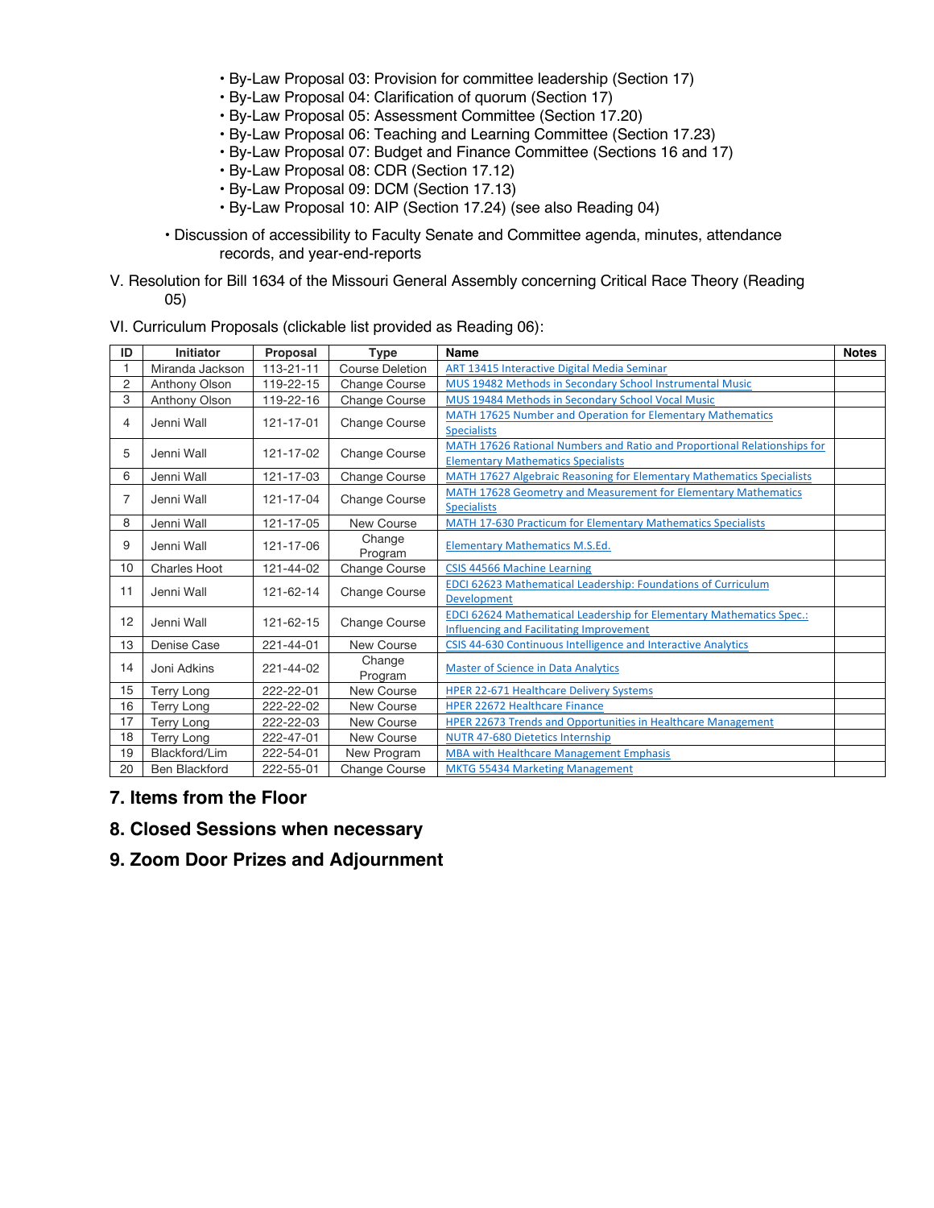- By-Law Proposal 03: Provision for committee leadership (Section 17)
- By-Law Proposal 04: Clarification of quorum (Section 17)
- By-Law Proposal 05: Assessment Committee (Section 17.20)
- By-Law Proposal 06: Teaching and Learning Committee (Section 17.23)
- By-Law Proposal 07: Budget and Finance Committee (Sections 16 and 17)
- By-Law Proposal 08: CDR (Section 17.12)
- By-Law Proposal 09: DCM (Section 17.13)
- By-Law Proposal 10: AIP (Section 17.24) (see also Reading 04)

• Discussion of accessibility to Faculty Senate and Committee agenda, minutes, attendance records, and year-end-reports

V. Resolution for Bill 1634 of the Missouri General Assembly concerning Critical Race Theory (Reading 05)

VI. Curriculum Proposals (clickable list provided as Reading 06):

| ID | Initiator | Proposal | Type | Name | Notes |
|---|---|---|---|---|---|
| 1 | Miranda Jackson | 113-21-11 | Course Deletion | ART 13415 Interactive Digital Media Seminar | |
| 2 | Anthony Olson | 119-22-15 | Change Course | MUS 19482 Methods in Secondary School Instrumental Music | |
| 3 | Anthony Olson | 119-22-16 | Change Course | MUS 19484 Methods in Secondary School Vocal Music | |
| 4 | Jenni Wall | 121-17-01 | Change Course | MATH 17625 Number and Operation for Elementary Mathematics Specialists | |
| 5 | Jenni Wall | 121-17-02 | Change Course | MATH 17626 Rational Numbers and Ratio and Proportional Relationships for Elementary Mathematics Specialists | |
| 6 | Jenni Wall | 121-17-03 | Change Course | MATH 17627 Algebraic Reasoning for Elementary Mathematics Specialists | |
| 7 | Jenni Wall | 121-17-04 | Change Course | MATH 17628 Geometry and Measurement for Elementary Mathematics Specialists | |
| 8 | Jenni Wall | 121-17-05 | New Course | MATH 17-630 Practicum for Elementary Mathematics Specialists | |
| 9 | Jenni Wall | 121-17-06 | Change Program | Elementary Mathematics M.S.Ed. | |
| 10 | Charles Hoot | 121-44-02 | Change Course | CSIS 44566 Machine Learning | |
| 11 | Jenni Wall | 121-62-14 | Change Course | EDCI 62623 Mathematical Leadership: Foundations of Curriculum Development | |
| 12 | Jenni Wall | 121-62-15 | Change Course | EDCI 62624 Mathematical Leadership for Elementary Mathematics Spec.: Influencing and Facilitating Improvement | |
| 13 | Denise Case | 221-44-01 | New Course | CSIS 44-630 Continuous Intelligence and Interactive Analytics | |
| 14 | Joni Adkins | 221-44-02 | Change Program | Master of Science in Data Analytics | |
| 15 | Terry Long | 222-22-01 | New Course | HPER 22-671 Healthcare Delivery Systems | |
| 16 | Terry Long | 222-22-02 | New Course | HPER 22672 Healthcare Finance | |
| 17 | Terry Long | 222-22-03 | New Course | HPER 22673 Trends and Opportunities in Healthcare Management | |
| 18 | Terry Long | 222-47-01 | New Course | NUTR 47-680 Dietetics Internship | |
| 19 | Blackford/Lim | 222-54-01 | New Program | MBA with Healthcare Management Emphasis | |
| 20 | Ben Blackford | 222-55-01 | Change Course | MKTG 55434 Marketing Management | |

## 7. Items from the Floor

## 8. Closed Sessions when necessary

## 9. Zoom Door Prizes and Adjournment